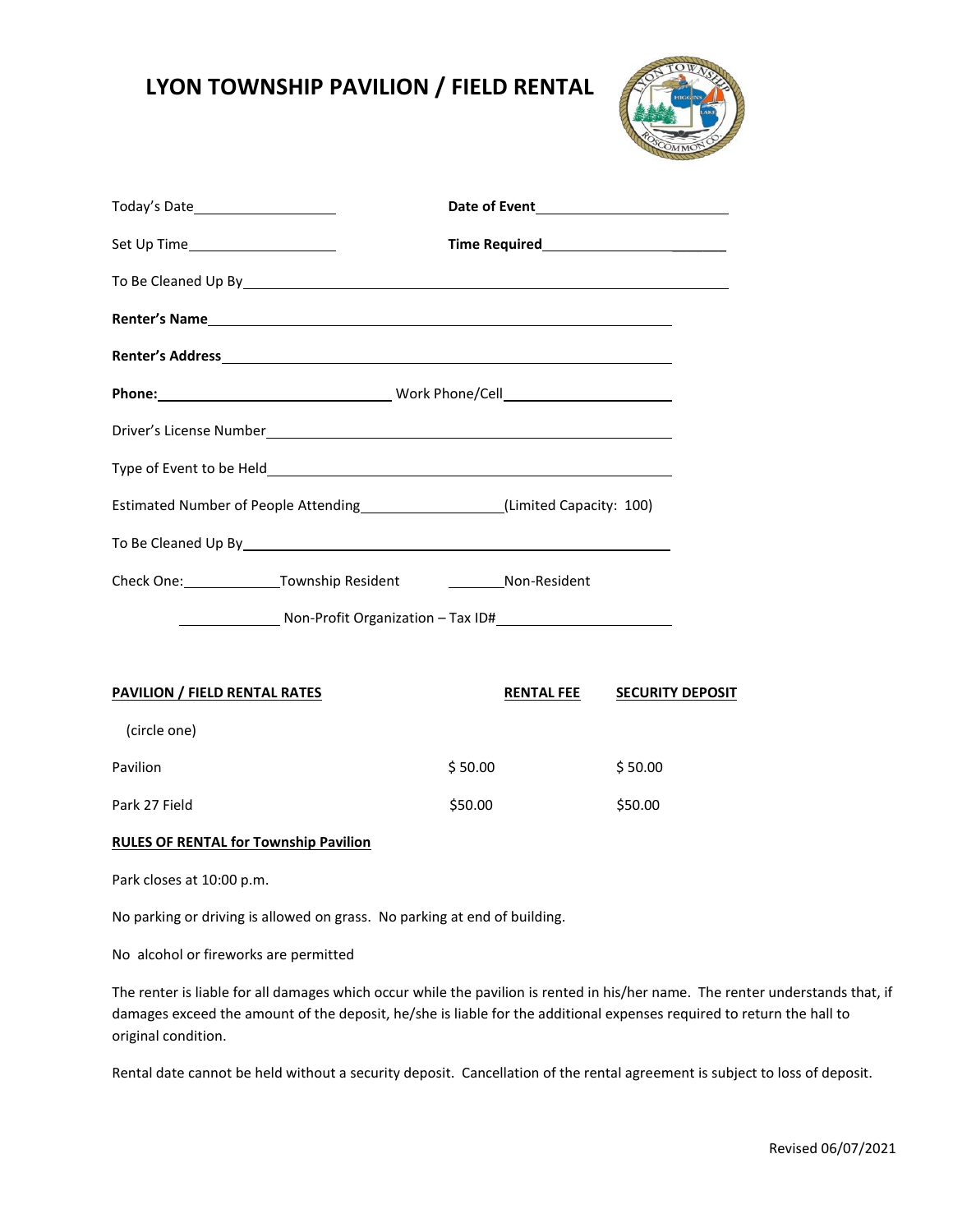# LYON TOWNSHIP PAVILION / FIELD RENTAL

Today's Date\_\_\_\_\_\_\_\_\_\_\_\_\_\_\_\_\_\_\_ **Date of Event**\_\_\_\_\_\_\_\_\_\_\_\_\_\_\_\_\_\_\_\_\_\_\_\_\_

Set Up Time\_\_\_\_\_\_\_\_\_\_\_\_\_\_\_\_\_\_\_ **Time Required**\_\_\_\_\_\_\_\_\_\_\_\_\_\_\_\_\_\_\_\_\_\_\_\_

To Be Cleaned Up By\_\_\_\_\_\_\_\_\_\_\_\_\_\_\_\_\_\_\_\_\_\_\_\_\_\_\_\_\_\_\_\_\_\_\_\_\_\_\_\_\_\_\_\_\_\_\_\_\_\_\_\_\_\_\_\_\_\_\_\_

**Renter's Name**\_\_\_\_\_\_\_\_\_\_\_\_\_\_\_\_\_\_\_\_\_\_\_\_\_\_\_\_\_\_\_\_\_\_\_\_\_\_\_\_\_\_\_\_\_\_\_\_\_\_\_\_\_\_\_\_\_

**Renter's Address**\_\_\_\_\_\_\_\_\_\_\_\_\_\_\_\_\_\_\_\_\_\_\_\_\_\_\_\_\_\_\_\_\_\_\_\_\_\_\_\_\_\_\_\_\_\_\_\_\_\_\_\_\_\_\_

**Phone:**\_\_\_\_\_\_\_\_\_\_\_\_\_\_\_\_\_\_\_\_\_\_\_\_\_\_\_\_\_\_ Work Phone/Cell\_\_\_\_\_\_\_\_\_\_\_\_\_\_\_\_\_\_\_\_\_\_

Driver's License Number\_\_\_\_\_\_\_\_\_\_\_\_\_\_\_\_\_\_\_\_\_\_\_\_\_\_\_\_\_\_\_\_\_\_\_\_\_\_\_\_\_\_\_\_\_\_\_\_\_\_\_

Type of Event to be Held\_\_\_\_\_\_\_\_\_\_\_\_\_\_\_\_\_\_\_\_\_\_\_\_\_\_\_\_\_\_\_\_\_\_\_\_\_\_\_\_\_\_\_\_\_\_\_\_\_\_

Estimated Number of People Attending\_\_\_\_\_\_\_\_\_\_\_\_\_\_\_\_\_\_\_(Limited Capacity: 100)

To Be Cleaned Up By\_\_\_\_\_\_\_\_\_\_\_\_\_\_\_\_\_\_\_\_\_\_\_\_\_\_\_\_\_\_\_\_\_\_\_\_\_\_\_\_\_\_\_\_\_\_\_\_\_\_\_\_\_\_

Check One:\_\_\_\_\_\_\_\_\_\_\_\_\_Township Resident \_\_\_\_\_\_\_\_Non-Resident

\_\_\_\_\_\_\_\_\_\_\_\_\_ Non-Profit Organization – Tax ID#\_\_\_\_\_\_\_\_\_\_\_\_\_\_\_\_\_\_\_\_\_\_\_\_

| **PAVILION / FIELD RENTAL RATES** (circle one) | **RENTAL FEE** | **SECURITY DEPOSIT** |
|---|---|---|
| Pavilion | $ 50.00 | $ 50.00 |
| Park 27 Field | $50.00 | $50.00 |

**RULES OF RENTAL for Township Pavilion**

Park closes at 10:00 p.m.

No parking or driving is allowed on grass. No parking at end of building.

No alcohol or fireworks are permitted

The renter is liable for all damages which occur while the pavilion is rented in his/her name. The renter understands that, if damages exceed the amount of the deposit, he/she is liable for the additional expenses required to return the hall to original condition.

Rental date cannot be held without a security deposit. Cancellation of the rental agreement is subject to loss of deposit.

Revised 06/07/2021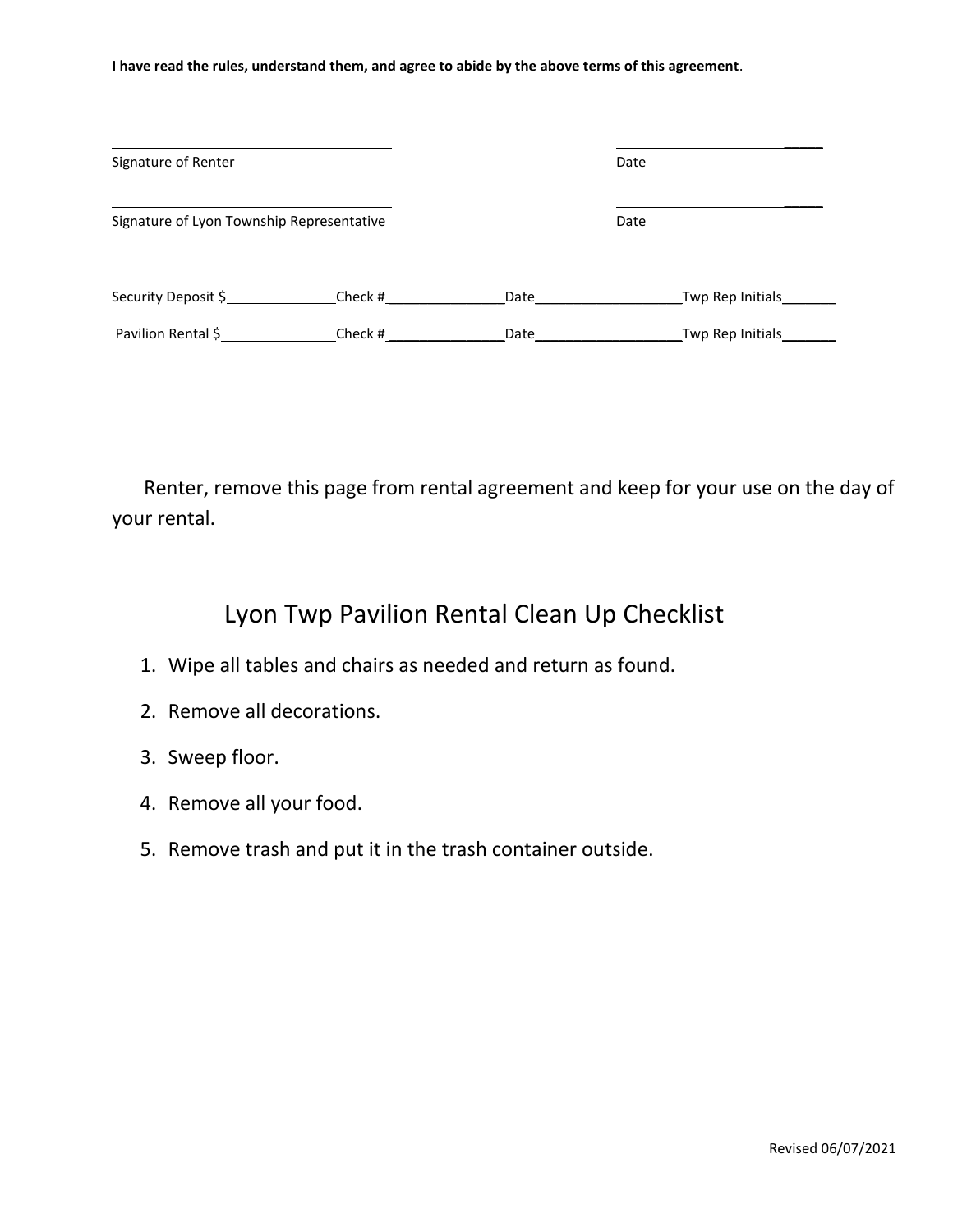**I have read the rules, understand them, and agree to abide by the above terms of this agreement**.

\_\_\_\_\_\_\_\_\_\_\_\_\_\_\_\_\_\_\_\_\_\_\_\_\_\_\_\_\_\_\_\_\_\_ \_\_\_\_\_\_\_\_\_\_\_\_\_\_\_\_\_\_\_\_\_\_\_\_\_\_

Signature of Renter Date

\_\_\_\_\_\_\_\_\_\_\_\_\_\_\_\_\_\_\_\_\_\_\_\_\_\_\_\_\_\_\_\_\_\_ \_\_\_\_\_\_\_\_\_\_\_\_\_\_\_\_\_\_\_\_\_\_\_\_\_\_

Signature of Lyon Township Representative Date

Security Deposit $\_\_\_\_\_\_\_\_\_\_\_\_\_\_Check #\_\_\_\_\_\_\_\_\_\_\_\_\_\_\_Date\_\_\_\_\_\_\_\_\_\_\_\_\_\_\_\_\_\_\_Twp Rep Initials\_\_\_\_\_\_\_

Pavilion Rental $\_\_\_\_\_\_\_\_\_\_\_\_\_\_\_Check #\_\_\_\_\_\_\_\_\_\_\_\_\_\_\_Date\_\_\_\_\_\_\_\_\_\_\_\_\_\_\_\_\_\_\_Twp Rep Initials\_\_\_\_\_\_\_

Renter, remove this page from rental agreement and keep for your use on the day of your rental.

# Lyon Twp Pavilion Rental Clean Up Checklist

1. Wipe all tables and chairs as needed and return as found.
2. Remove all decorations.
3. Sweep floor.
4. Remove all your food.
5. Remove trash and put it in the trash container outside.

Revised 06/07/2021